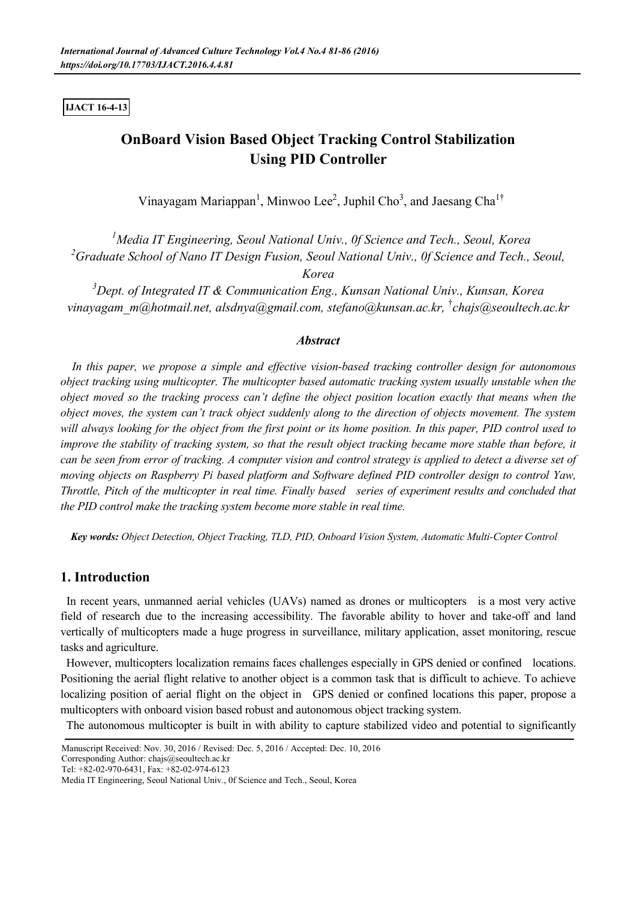IJACT 16-4-13

# OnBoard Vision Based Object Tracking Control Stabilization Using PID Controller

Vinayagam Mariappan[1], Minwoo Lee[2], Juphil Cho[3], and Jaesang Cha[1†]

[1]Media IT Engineering, Seoul National Univ., 0f Science and Tech., Seoul, Korea
[2]Graduate School of Nano IT Design Fusion, Seoul National Univ., 0f Science and Tech., Seoul, Korea
[3]Dept. of Integrated IT & Communication Eng., Kunsan National Univ., Kunsan, Korea
vinayagam_m@hotmail.net, alsdnya@gmail.com, stefano@kunsan.ac.kr, [†]chajs@seoultech.ac.kr

### *Abstract*

*In this paper, we propose a simple and effective vision-based tracking controller design for autonomous object tracking using multicopter. The multicopter based automatic tracking system usually unstable when the object moved so the tracking process can't define the object position location exactly that means when the object moves, the system can't track object suddenly along to the direction of objects movement. The system will always looking for the object from the first point or its home position. In this paper, PID control used to improve the stability of tracking system, so that the result object tracking became more stable than before, it can be seen from error of tracking. A computer vision and control strategy is applied to detect a diverse set of moving objects on Raspberry Pi based platform and Software defined PID controller design to control Yaw, Throttle, Pitch of the multicopter in real time. Finally based series of experiment results and concluded that the PID control make the tracking system become more stable in real time.*

***Key words:*** *Object Detection, Object Tracking, TLD, PID, Onboard Vision System, Automatic Multi-Copter Control*

## 1. Introduction

In recent years, unmanned aerial vehicles (UAVs) named as drones or multicopters is a most very active field of research due to the increasing accessibility. The favorable ability to hover and take-off and land vertically of multicopters made a huge progress in surveillance, military application, asset monitoring, rescue tasks and agriculture.

However, multicopters localization remains faces challenges especially in GPS denied or confined locations. Positioning the aerial flight relative to another object is a common task that is difficult to achieve. To achieve localizing position of aerial flight on the object in GPS denied or confined locations this paper, propose a multicopters with onboard vision based robust and autonomous object tracking system.

The autonomous multicopter is built in with ability to capture stabilized video and potential to significantly

Manuscript Received: Nov. 30, 2016 / Revised: Dec. 5, 2016 / Accepted: Dec. 10, 2016
Corresponding Author: chajs@seoultech.ac.kr
Tel: +82-02-970-6431, Fax: +82-02-974-6123
Media IT Engineering, Seoul National Univ., 0f Science and Tech., Seoul, Korea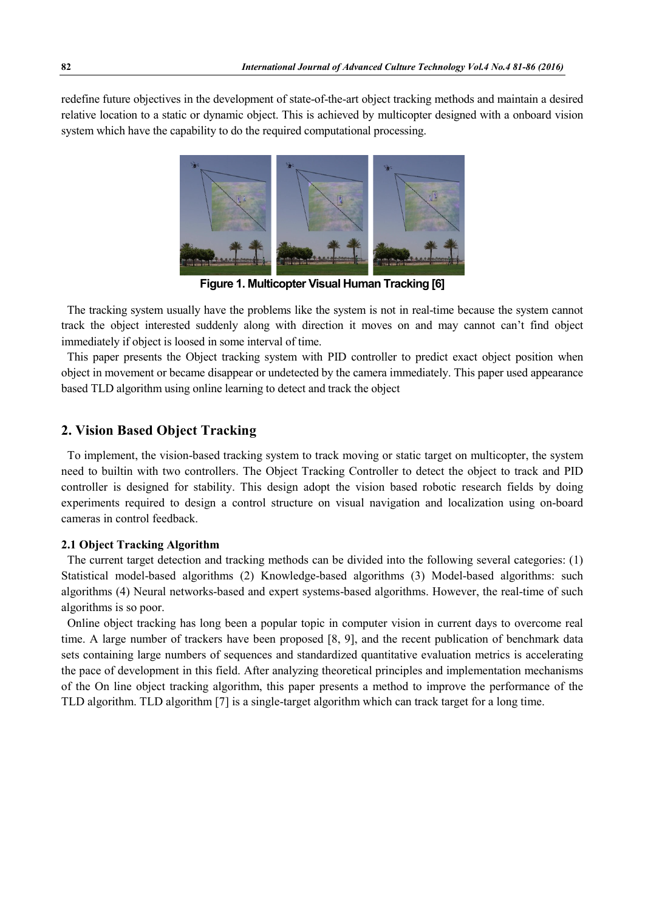redefine future objectives in the development of state-of-the-art object tracking methods and maintain a desired relative location to a static or dynamic object. This is achieved by multicopter designed with a onboard vision system which have the capability to do the required computational processing.

**Figure 1. Multicopter Visual Human Tracking [6]**

The tracking system usually have the problems like the system is not in real-time because the system cannot track the object interested suddenly along with direction it moves on and may cannot can't find object immediately if object is loosed in some interval of time.

This paper presents the Object tracking system with PID controller to predict exact object position when object in movement or became disappear or undetected by the camera immediately. This paper used appearance based TLD algorithm using online learning to detect and track the object

## 2. Vision Based Object Tracking

To implement, the vision-based tracking system to track moving or static target on multicopter, the system need to builtin with two controllers. The Object Tracking Controller to detect the object to track and PID controller is designed for stability. This design adopt the vision based robotic research fields by doing experiments required to design a control structure on visual navigation and localization using on-board cameras in control feedback.

### 2.1 Object Tracking Algorithm

The current target detection and tracking methods can be divided into the following several categories: (1) Statistical model-based algorithms (2) Knowledge-based algorithms (3) Model-based algorithms: such algorithms (4) Neural networks-based and expert systems-based algorithms. However, the real-time of such algorithms is so poor.

Online object tracking has long been a popular topic in computer vision in current days to overcome real time. A large number of trackers have been proposed [8, 9], and the recent publication of benchmark data sets containing large numbers of sequences and standardized quantitative evaluation metrics is accelerating the pace of development in this field. After analyzing theoretical principles and implementation mechanisms of the On line object tracking algorithm, this paper presents a method to improve the performance of the TLD algorithm. TLD algorithm [7] is a single-target algorithm which can track target for a long time.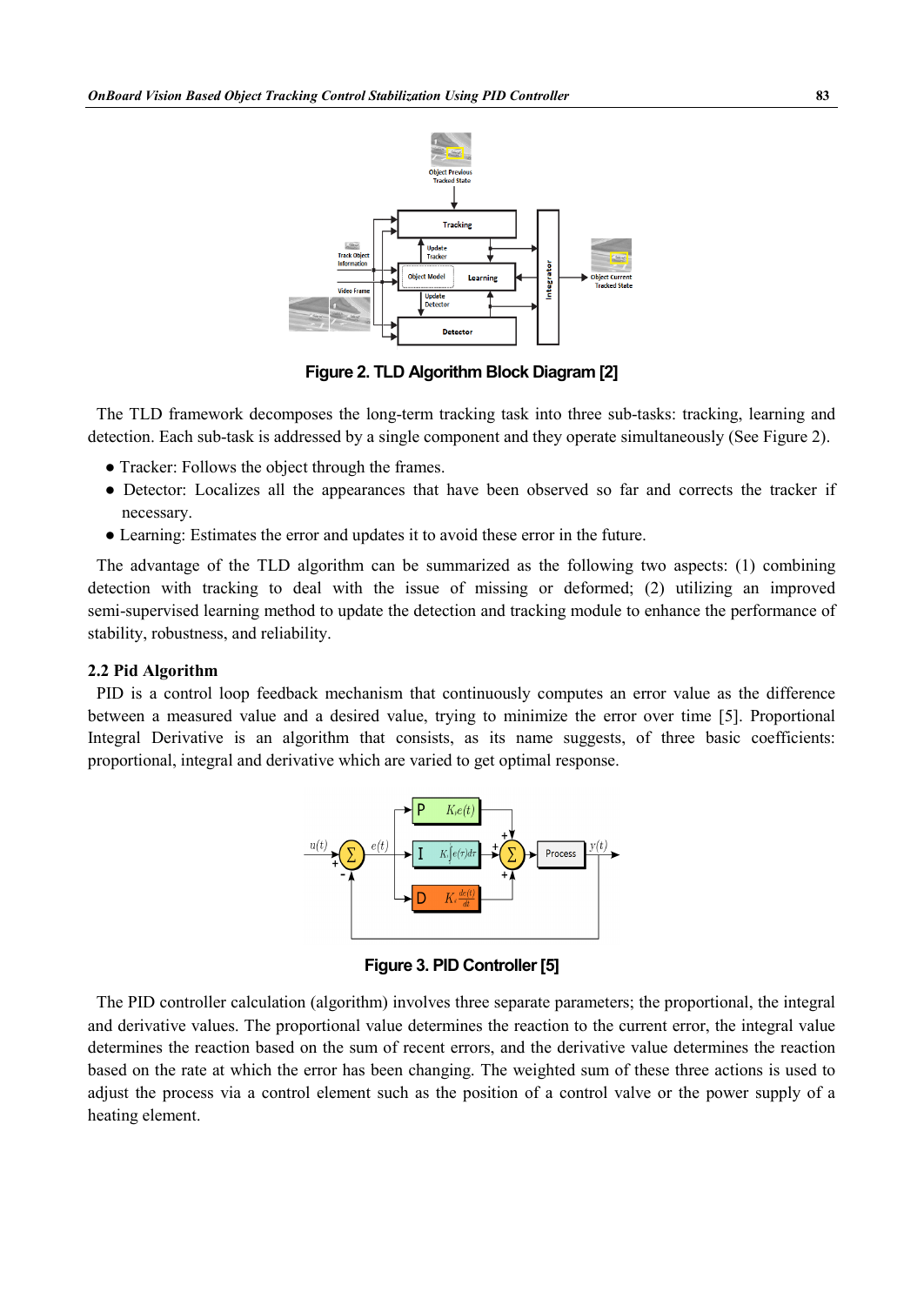Figure 2. TLD Algorithm Block Diagram [2]

The TLD framework decomposes the long-term tracking task into three sub-tasks: tracking, learning and detection. Each sub-task is addressed by a single component and they operate simultaneously (See Figure 2).

- Tracker: Follows the object through the frames.
- Detector: Localizes all the appearances that have been observed so far and corrects the tracker if necessary.
- Learning: Estimates the error and updates it to avoid these error in the future.

The advantage of the TLD algorithm can be summarized as the following two aspects: (1) combining detection with tracking to deal with the issue of missing or deformed; (2) utilizing an improved semi-supervised learning method to update the detection and tracking module to enhance the performance of stability, robustness, and reliability.

### 2.2 Pid Algorithm

PID is a control loop feedback mechanism that continuously computes an error value as the difference between a measured value and a desired value, trying to minimize the error over time [5]. Proportional Integral Derivative is an algorithm that consists, as its name suggests, of three basic coefficients: proportional, integral and derivative which are varied to get optimal response.

Figure 3. PID Controller [5]

The PID controller calculation (algorithm) involves three separate parameters; the proportional, the integral and derivative values. The proportional value determines the reaction to the current error, the integral value determines the reaction based on the sum of recent errors, and the derivative value determines the reaction based on the rate at which the error has been changing. The weighted sum of these three actions is used to adjust the process via a control element such as the position of a control valve or the power supply of a heating element.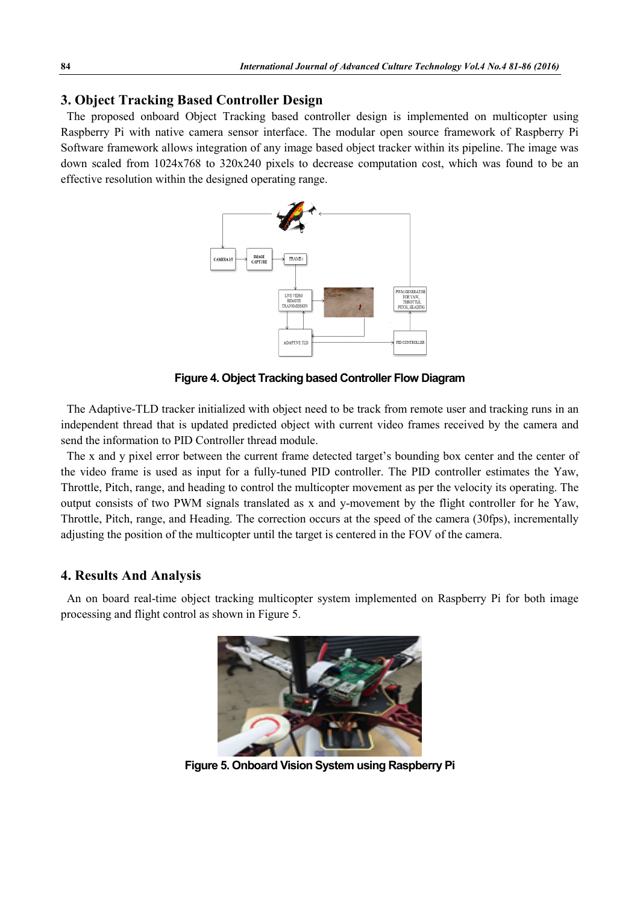## 3. Object Tracking Based Controller Design

The proposed onboard Object Tracking based controller design is implemented on multicopter using Raspberry Pi with native camera sensor interface. The modular open source framework of Raspberry Pi Software framework allows integration of any image based object tracker within its pipeline. The image was down scaled from 1024x768 to 320x240 pixels to decrease computation cost, which was found to be an effective resolution within the designed operating range.

**Figure 4. Object Tracking based Controller Flow Diagram**

The Adaptive-TLD tracker initialized with object need to be track from remote user and tracking runs in an independent thread that is updated predicted object with current video frames received by the camera and send the information to PID Controller thread module.

The x and y pixel error between the current frame detected target's bounding box center and the center of the video frame is used as input for a fully-tuned PID controller. The PID controller estimates the Yaw, Throttle, Pitch, range, and heading to control the multicopter movement as per the velocity its operating. The output consists of two PWM signals translated as x and y-movement by the flight controller for he Yaw, Throttle, Pitch, range, and Heading. The correction occurs at the speed of the camera (30fps), incrementally adjusting the position of the multicopter until the target is centered in the FOV of the camera.

## 4. Results And Analysis

An on board real-time object tracking multicopter system implemented on Raspberry Pi for both image processing and flight control as shown in Figure 5.

**Figure 5. Onboard Vision System using Raspberry Pi**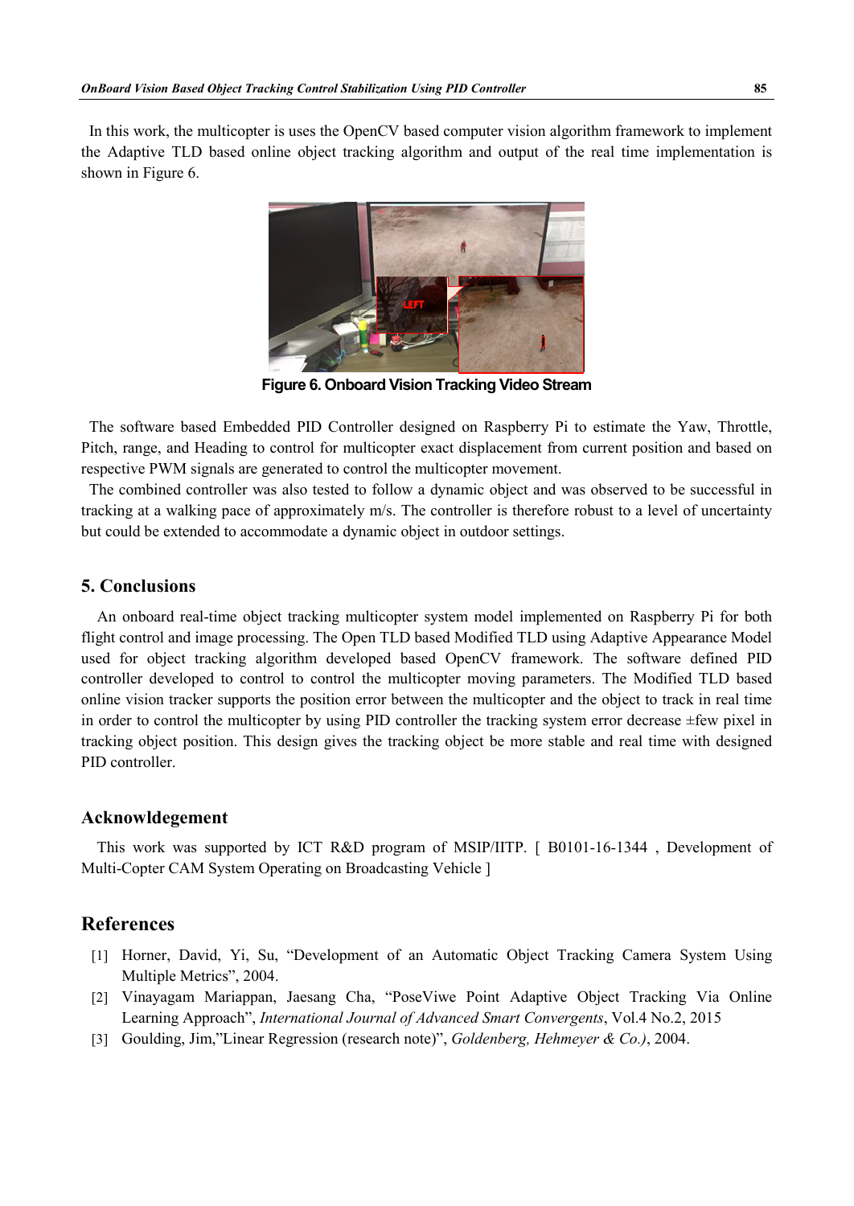In this work, the multicopter is uses the OpenCV based computer vision algorithm framework to implement the Adaptive TLD based online object tracking algorithm and output of the real time implementation is shown in Figure 6.

**Figure 6. Onboard Vision Tracking Video Stream**

The software based Embedded PID Controller designed on Raspberry Pi to estimate the Yaw, Throttle, Pitch, range, and Heading to control for multicopter exact displacement from current position and based on respective PWM signals are generated to control the multicopter movement.

The combined controller was also tested to follow a dynamic object and was observed to be successful in tracking at a walking pace of approximately m/s. The controller is therefore robust to a level of uncertainty but could be extended to accommodate a dynamic object in outdoor settings.

## 5. Conclusions

An onboard real-time object tracking multicopter system model implemented on Raspberry Pi for both flight control and image processing. The Open TLD based Modified TLD using Adaptive Appearance Model used for object tracking algorithm developed based OpenCV framework. The software defined PID controller developed to control the multicopter moving parameters. The Modified TLD based online vision tracker supports the position error between the multicopter and the object to track in real time in order to control the multicopter by using PID controller the tracking system error decrease ±few pixel in tracking object position. This design gives the tracking object be more stable and real time with designed PID controller.

## Acknowldegement

This work was supported by ICT R&D program of MSIP/IITP. [ B0101-16-1344 , Development of Multi-Copter CAM System Operating on Broadcasting Vehicle ]

## References

[1] Horner, David, Yi, Su, "Development of an Automatic Object Tracking Camera System Using Multiple Metrics", 2004.

[2] Vinayagam Mariappan, Jaesang Cha, "PoseViwe Point Adaptive Object Tracking Via Online Learning Approach", *International Journal of Advanced Smart Convergents*, Vol.4 No.2, 2015

[3] Goulding, Jim,"Linear Regression (research note)", *Goldenberg, Hehmeyer & Co.)*, 2004.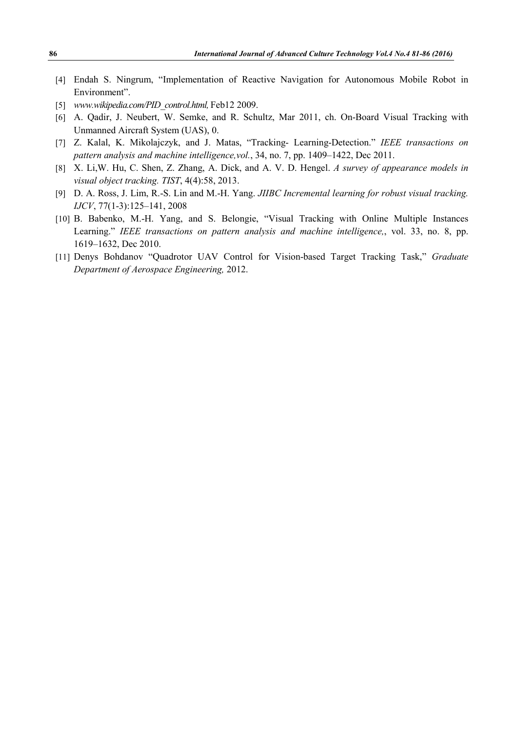[4] Endah S. Ningrum, “Implementation of Reactive Navigation for Autonomous Mobile Robot in Environment”.

[5] *www.wikipedia.com/PID_control.html,* Feb12 2009.

[6] A. Qadir, J. Neubert, W. Semke, and R. Schultz, Mar 2011, ch. On-Board Visual Tracking with Unmanned Aircraft System (UAS), 0.

[7] Z. Kalal, K. Mikolajczyk, and J. Matas, “Tracking- Learning-Detection.” *IEEE transactions on pattern analysis and machine intelligence,vol.*, 34, no. 7, pp. 1409–1422, Dec 2011.

[8] X. Li,W. Hu, C. Shen, Z. Zhang, A. Dick, and A. V. D. Hengel. *A survey of appearance models in visual object tracking. TIST*, 4(4):58, 2013.

[9] D. A. Ross, J. Lim, R.-S. Lin and M.-H. Yang. *JIIBC Incremental learning for robust visual tracking. IJCV*, 77(1-3):125–141, 2008

[10] B. Babenko, M.-H. Yang, and S. Belongie, “Visual Tracking with Online Multiple Instances Learning.” *IEEE transactions on pattern analysis and machine intelligence,*, vol. 33, no. 8, pp. 1619–1632, Dec 2010.

[11] Denys Bohdanov “Quadrotor UAV Control for Vision-based Target Tracking Task,” *Graduate Department of Aerospace Engineering,* 2012.